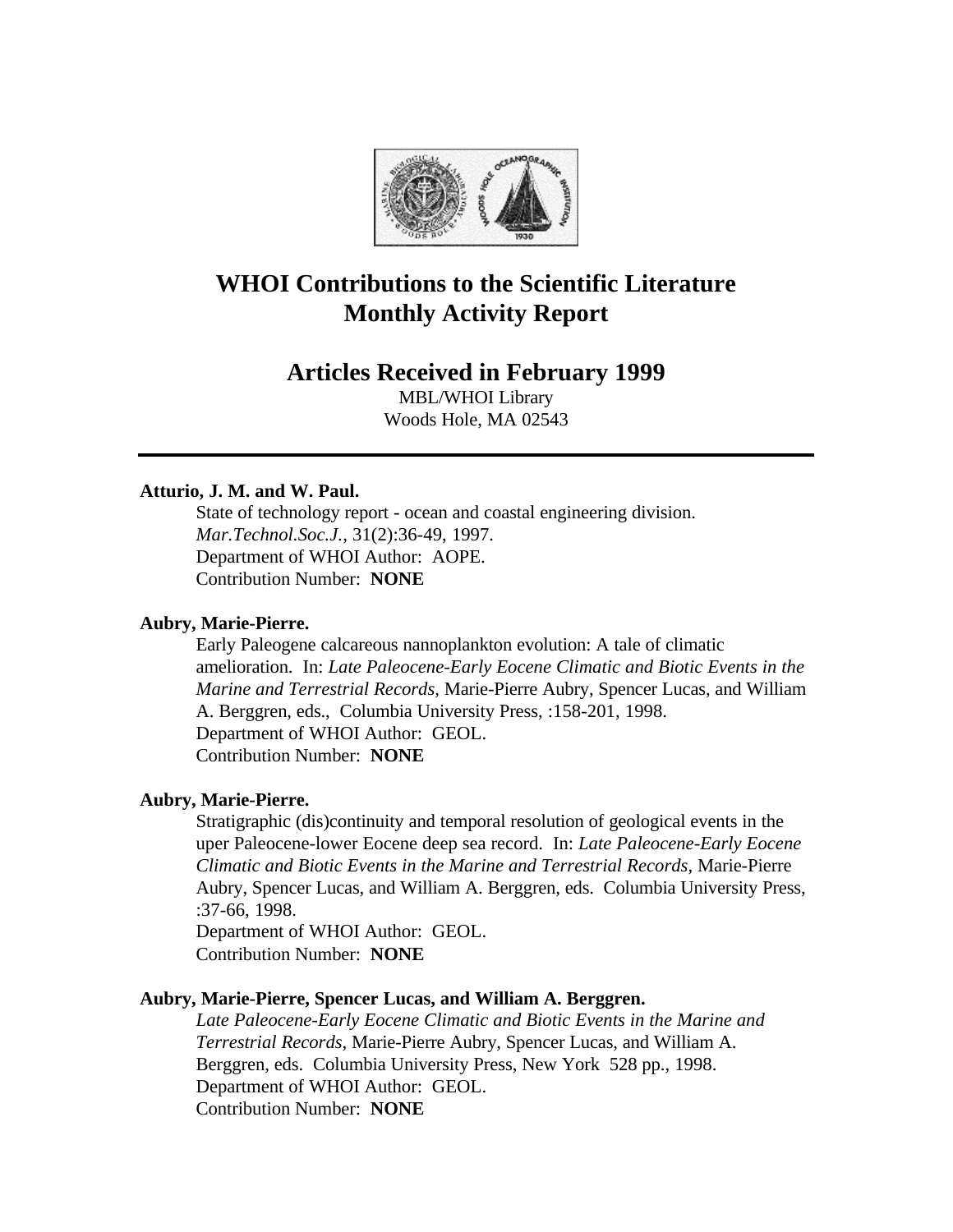# WHOI Contributions to the Scientific Literature
# Monthly Activity Report

## Articles Received in February 1999

MBL/WHOI Library
Woods Hole, MA 02543

---

**Atturio, J. M. and W. Paul.**
State of technology report - ocean and coastal engineering division. *Mar.Technol.Soc.J.*, 31(2):36-49, 1997.
Department of WHOI Author: AOPE.
Contribution Number: **NONE**

**Aubry, Marie-Pierre.**
Early Paleogene calcareous nannoplankton evolution: A tale of climatic amelioration. In: *Late Paleocene-Early Eocene Climatic and Biotic Events in the Marine and Terrestrial Records*, Marie-Pierre Aubry, Spencer Lucas, and William A. Berggren, eds., Columbia University Press, :158-201, 1998.
Department of WHOI Author: GEOL.
Contribution Number: **NONE**

**Aubry, Marie-Pierre.**
Stratigraphic (dis)continuity and temporal resolution of geological events in the uper Paleocene-lower Eocene deep sea record. In: *Late Paleocene-Early Eocene Climatic and Biotic Events in the Marine and Terrestrial Records*, Marie-Pierre Aubry, Spencer Lucas, and William A. Berggren, eds. Columbia University Press, :37-66, 1998.
Department of WHOI Author: GEOL.
Contribution Number: **NONE**

**Aubry, Marie-Pierre, Spencer Lucas, and William A. Berggren.**
*Late Paleocene-Early Eocene Climatic and Biotic Events in the Marine and Terrestrial Records*, Marie-Pierre Aubry, Spencer Lucas, and William A. Berggren, eds. Columbia University Press, New York 528 pp., 1998.
Department of WHOI Author: GEOL.
Contribution Number: **NONE**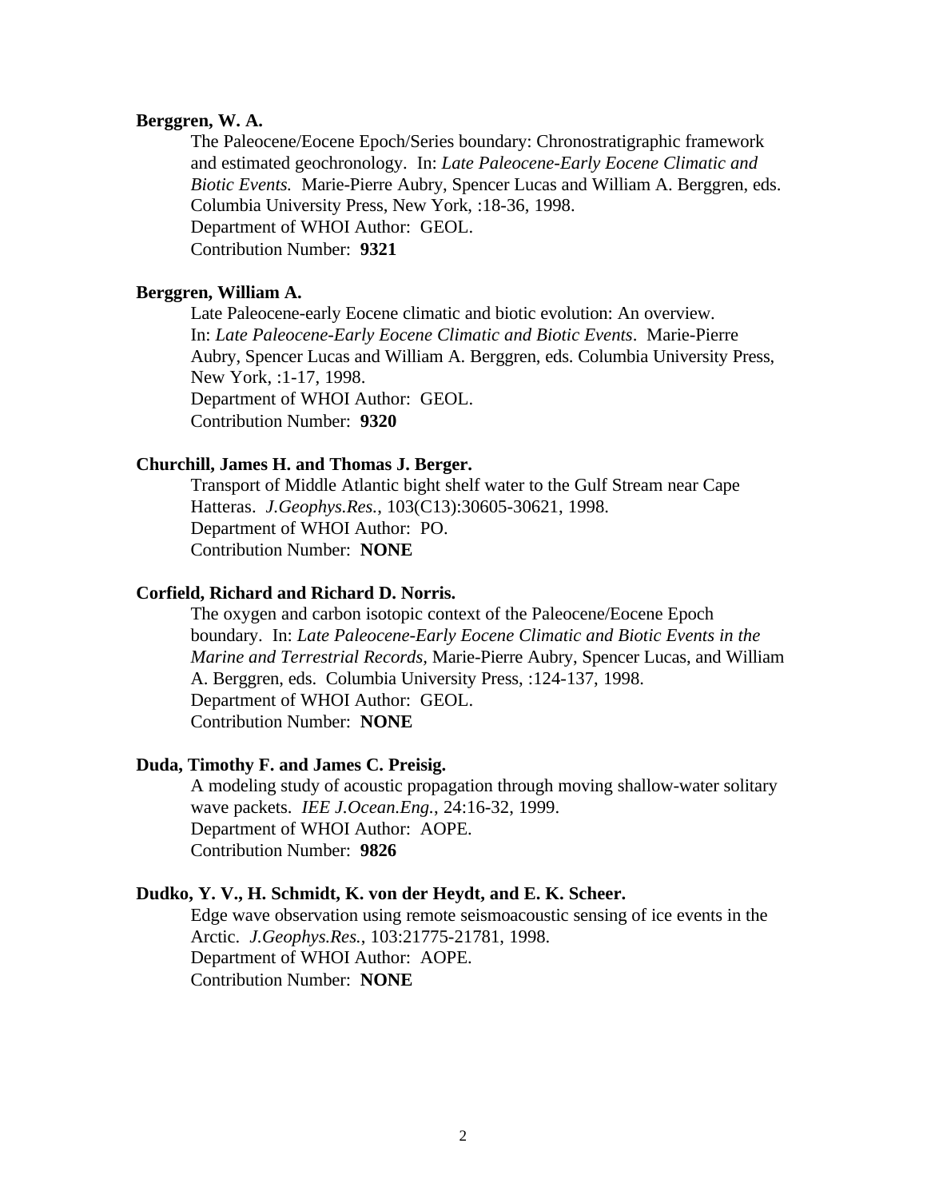**Berggren, W. A.**

The Paleocene/Eocene Epoch/Series boundary: Chronostratigraphic framework and estimated geochronology. In: *Late Paleocene-Early Eocene Climatic and Biotic Events.* Marie-Pierre Aubry, Spencer Lucas and William A. Berggren, eds. Columbia University Press, New York, :18-36, 1998.
Department of WHOI Author: GEOL.
Contribution Number: **9321**

**Berggren, William A.**

Late Paleocene-early Eocene climatic and biotic evolution: An overview. In: *Late Paleocene-Early Eocene Climatic and Biotic Events*. Marie-Pierre Aubry, Spencer Lucas and William A. Berggren, eds. Columbia University Press, New York, :1-17, 1998.
Department of WHOI Author: GEOL.
Contribution Number: **9320**

**Churchill, James H. and Thomas J. Berger.**

Transport of Middle Atlantic bight shelf water to the Gulf Stream near Cape Hatteras. *J.Geophys.Res.*, 103(C13):30605-30621, 1998.
Department of WHOI Author: PO.
Contribution Number: **NONE**

**Corfield, Richard and Richard D. Norris.**

The oxygen and carbon isotopic context of the Paleocene/Eocene Epoch boundary. In: *Late Paleocene-Early Eocene Climatic and Biotic Events in the Marine and Terrestrial Records,* Marie-Pierre Aubry, Spencer Lucas, and William A. Berggren, eds. Columbia University Press, :124-137, 1998.
Department of WHOI Author: GEOL.
Contribution Number: **NONE**

**Duda, Timothy F. and James C. Preisig.**

A modeling study of acoustic propagation through moving shallow-water solitary wave packets. *IEE J.Ocean.Eng.*, 24:16-32, 1999.
Department of WHOI Author: AOPE.
Contribution Number: **9826**

**Dudko, Y. V., H. Schmidt, K. von der Heydt, and E. K. Scheer.**

Edge wave observation using remote seismoacoustic sensing of ice events in the Arctic. *J.Geophys.Res.*, 103:21775-21781, 1998.
Department of WHOI Author: AOPE.
Contribution Number: **NONE**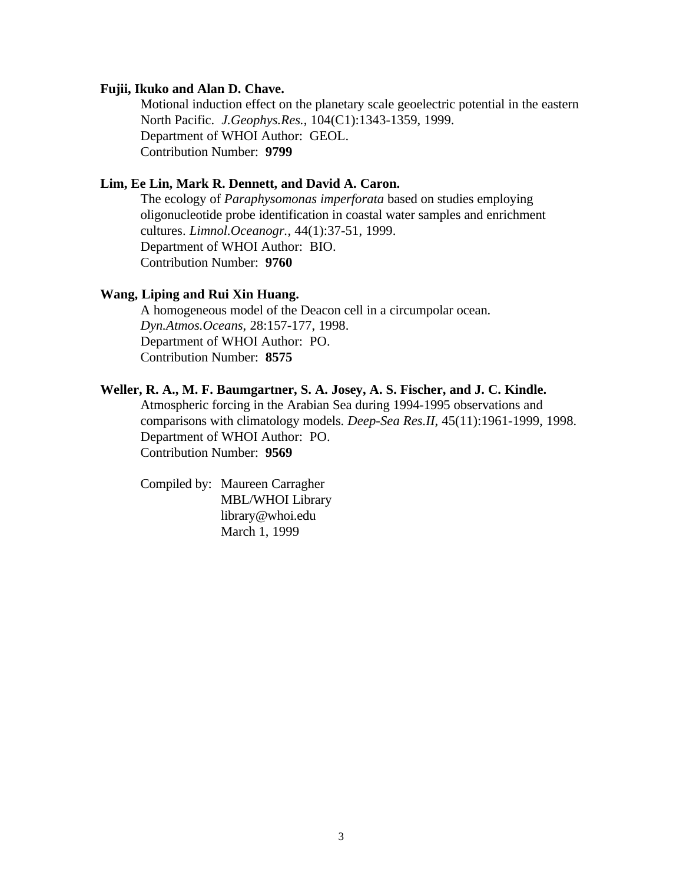**Fujii, Ikuko and Alan D. Chave.**

Motional induction effect on the planetary scale geoelectric potential in the eastern North Pacific. *J.Geophys.Res.*, 104(C1):1343-1359, 1999.
Department of WHOI Author: GEOL.
Contribution Number: **9799**

**Lim, Ee Lin, Mark R. Dennett, and David A. Caron.**

The ecology of *Paraphysomonas imperforata* based on studies employing oligonucleotide probe identification in coastal water samples and enrichment cultures. *Limnol.Oceanogr.*, 44(1):37-51, 1999.
Department of WHOI Author: BIO.
Contribution Number: **9760**

**Wang, Liping and Rui Xin Huang.**

A homogeneous model of the Deacon cell in a circumpolar ocean. *Dyn.Atmos.Oceans*, 28:157-177, 1998.
Department of WHOI Author: PO.
Contribution Number: **8575**

**Weller, R. A., M. F. Baumgartner, S. A. Josey, A. S. Fischer, and J. C. Kindle.**

Atmospheric forcing in the Arabian Sea during 1994-1995 observations and comparisons with climatology models. *Deep-Sea Res.II*, 45(11):1961-1999, 1998.
Department of WHOI Author: PO.
Contribution Number: **9569**

Compiled by: Maureen Carragher
MBL/WHOI Library
library@whoi.edu
March 1, 1999